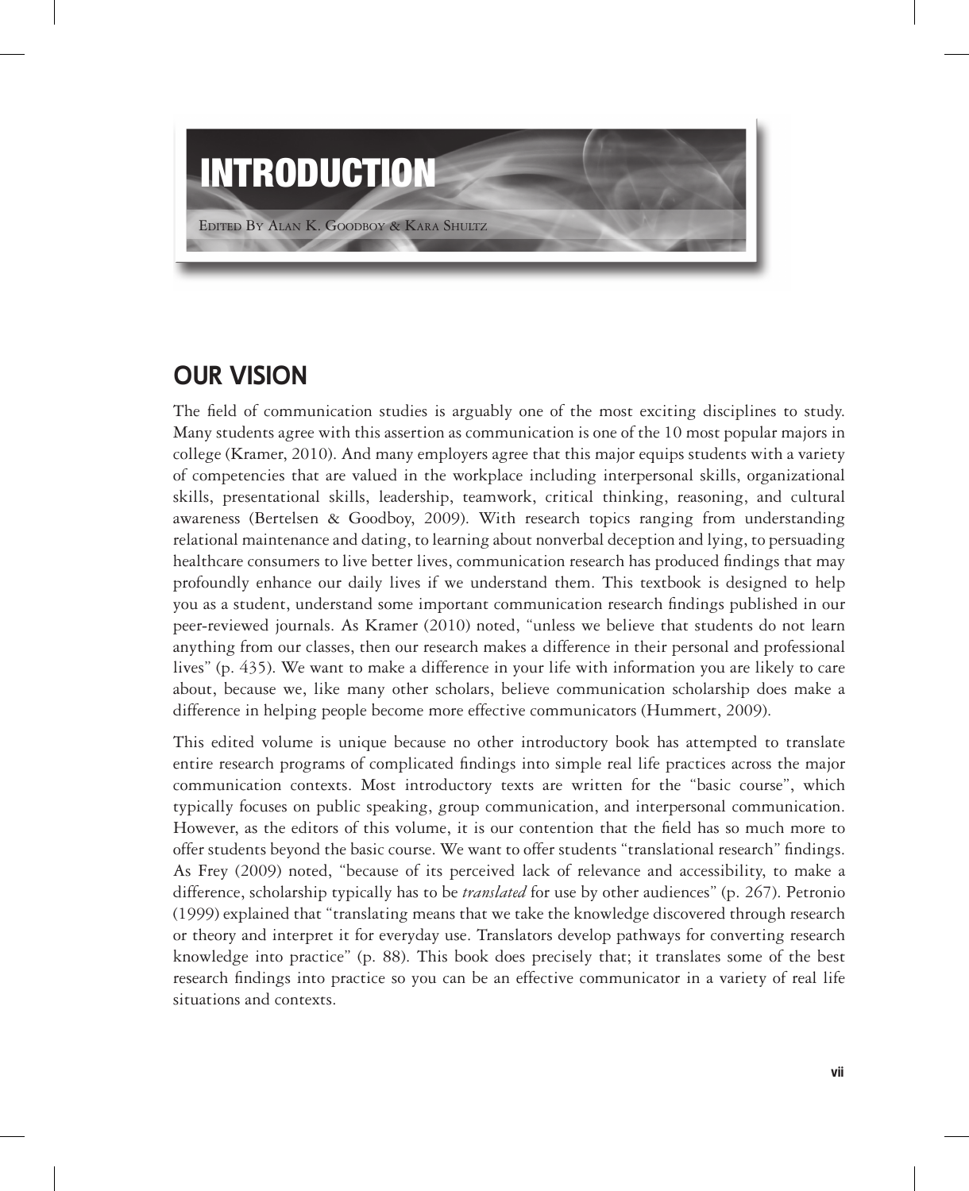# INTRODUCTION

EDITED BY ALAN K. GOODBOY & KARA SHULTZ

## OUR VISION

The field of communication studies is arguably one of the most exciting disciplines to study. Many students agree with this assertion as communication is one of the 10 most popular majors in college (Kramer, 2010). And many employers agree that this major equips students with a variety of competencies that are valued in the workplace including interpersonal skills, organizational skills, presentational skills, leadership, teamwork, critical thinking, reasoning, and cultural awareness (Bertelsen & Goodboy, 2009). With research topics ranging from understanding relational maintenance and dating, to learning about nonverbal deception and lying, to persuading healthcare consumers to live better lives, communication research has produced findings that may profoundly enhance our daily lives if we understand them. This textbook is designed to help you as a student, understand some important communication research findings published in our peer-reviewed journals. As Kramer (2010) noted, "unless we believe that students do not learn anything from our classes, then our research makes a difference in their personal and professional lives" (p. 435). We want to make a difference in your life with information you are likely to care about, because we, like many other scholars, believe communication scholarship does make a difference in helping people become more effective communicators (Hummert, 2009).

This edited volume is unique because no other introductory book has attempted to translate entire research programs of complicated findings into simple real life practices across the major communication contexts. Most introductory texts are written for the "basic course", which typically focuses on public speaking, group communication, and interpersonal communication. However, as the editors of this volume, it is our contention that the field has so much more to offer students beyond the basic course. We want to offer students "translational research" findings. As Frey (2009) noted, "because of its perceived lack of relevance and accessibility, to make a difference, scholarship typically has to be *translated* for use by other audiences" (p. 267). Petronio (1999) explained that "translating means that we take the knowledge discovered through research or theory and interpret it for everyday use. Translators develop pathways for converting research knowledge into practice" (p. 88). This book does precisely that; it translates some of the best research findings into practice so you can be an effective communicator in a variety of real life situations and contexts.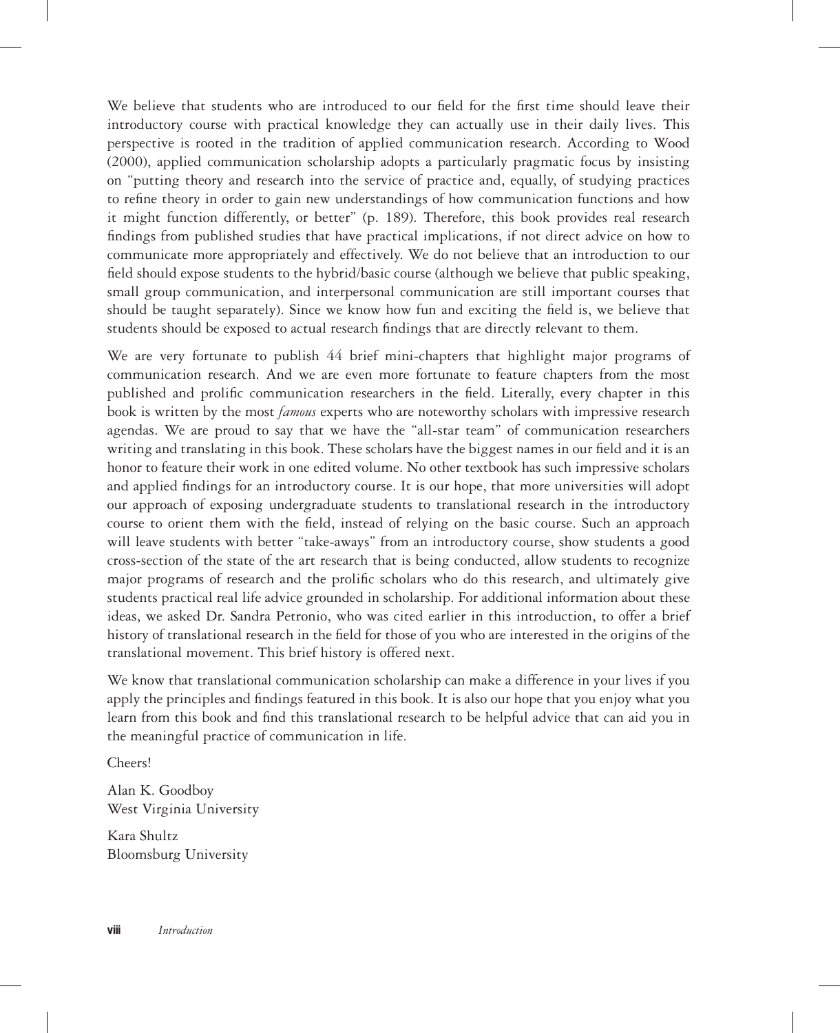We believe that students who are introduced to our field for the first time should leave their introductory course with practical knowledge they can actually use in their daily lives. This perspective is rooted in the tradition of applied communication research. According to Wood (2000), applied communication scholarship adopts a particularly pragmatic focus by insisting on "putting theory and research into the service of practice and, equally, of studying practices to refine theory in order to gain new understandings of how communication functions and how it might function differently, or better" (p. 189). Therefore, this book provides real research findings from published studies that have practical implications, if not direct advice on how to communicate more appropriately and effectively. We do not believe that an introduction to our field should expose students to the hybrid/basic course (although we believe that public speaking, small group communication, and interpersonal communication are still important courses that should be taught separately). Since we know how fun and exciting the field is, we believe that students should be exposed to actual research findings that are directly relevant to them.

We are very fortunate to publish 44 brief mini-chapters that highlight major programs of communication research. And we are even more fortunate to feature chapters from the most published and prolific communication researchers in the field. Literally, every chapter in this book is written by the most *famous* experts who are noteworthy scholars with impressive research agendas. We are proud to say that we have the "all-star team" of communication researchers writing and translating in this book. These scholars have the biggest names in our field and it is an honor to feature their work in one edited volume. No other textbook has such impressive scholars and applied findings for an introductory course. It is our hope, that more universities will adopt our approach of exposing undergraduate students to translational research in the introductory course to orient them with the field, instead of relying on the basic course. Such an approach will leave students with better "take-aways" from an introductory course, show students a good cross-section of the state of the art research that is being conducted, allow students to recognize major programs of research and the prolific scholars who do this research, and ultimately give students practical real life advice grounded in scholarship. For additional information about these ideas, we asked Dr. Sandra Petronio, who was cited earlier in this introduction, to offer a brief history of translational research in the field for those of you who are interested in the origins of the translational movement. This brief history is offered next.

We know that translational communication scholarship can make a difference in your lives if you apply the principles and findings featured in this book. It is also our hope that you enjoy what you learn from this book and find this translational research to be helpful advice that can aid you in the meaningful practice of communication in life.

Cheers!

Alan K. Goodboy
West Virginia University

Kara Shultz
Bloomsburg University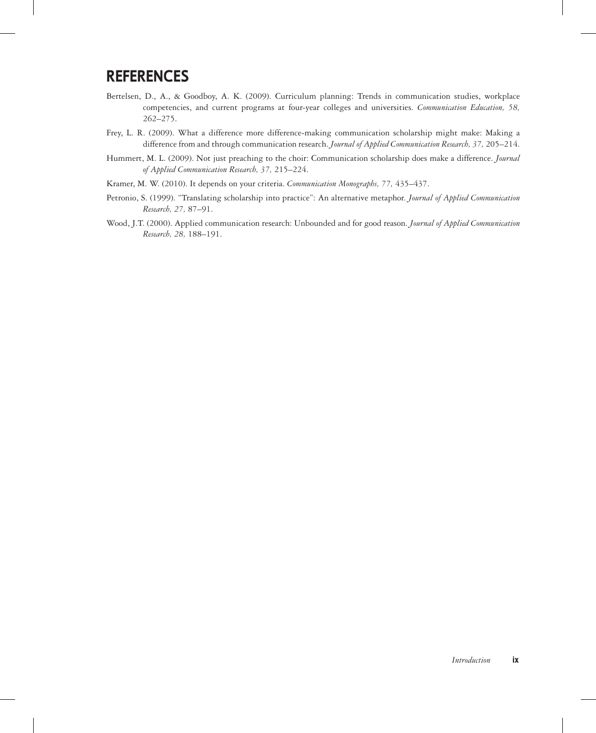## REFERENCES

Bertelsen, D., A., & Goodboy, A. K. (2009). Curriculum planning: Trends in communication studies, workplace competencies, and current programs at four-year colleges and universities. *Communication Education, 58,* 262–275.

Frey, L. R. (2009). What a difference more difference-making communication scholarship might make: Making a difference from and through communication research. *Journal of Applied Communication Research, 37,* 205–214.

Hummert, M. L. (2009). Not just preaching to the choir: Communication scholarship does make a difference. *Journal of Applied Communication Research, 37,* 215–224.

Kramer, M. W. (2010). It depends on your criteria. *Communication Monographs, 77,* 435–437.

Petronio, S. (1999). "Translating scholarship into practice": An alternative metaphor. *Journal of Applied Communication Research, 27,* 87–91.

Wood, J.T. (2000). Applied communication research: Unbounded and for good reason. *Journal of Applied Communication Research, 28,* 188–191.